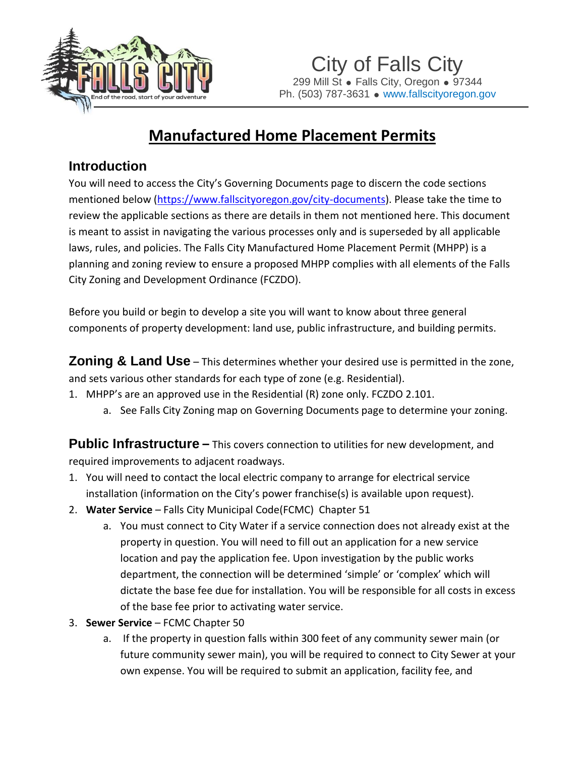# City of Falls City

299 Mill St • Falls City, Oregon • 97344
Ph. (503) 787-3631 • www.fallscityoregon.gov

## Manufactured Home Placement Permits

### Introduction

You will need to access the City's Governing Documents page to discern the code sections mentioned below (https://www.fallscityoregon.gov/city-documents). Please take the time to review the applicable sections as there are details in them not mentioned here. This document is meant to assist in navigating the various processes only and is superseded by all applicable laws, rules, and policies. The Falls City Manufactured Home Placement Permit (MHPP) is a planning and zoning review to ensure a proposed MHPP complies with all elements of the Falls City Zoning and Development Ordinance (FCZDO).

Before you build or begin to develop a site you will want to know about three general components of property development: land use, public infrastructure, and building permits.

**Zoning & Land Use** – This determines whether your desired use is permitted in the zone, and sets various other standards for each type of zone (e.g. Residential).

1. MHPP's are an approved use in the Residential (R) zone only. FCZDO 2.101.
    a. See Falls City Zoning map on Governing Documents page to determine your zoning.

**Public Infrastructure –** This covers connection to utilities for new development, and required improvements to adjacent roadways.

1. You will need to contact the local electric company to arrange for electrical service installation (information on the City's power franchise(s) is available upon request).
2. **Water Service** – Falls City Municipal Code(FCMC) Chapter 51
    a. You must connect to City Water if a service connection does not already exist at the property in question. You will need to fill out an application for a new service location and pay the application fee. Upon investigation by the public works department, the connection will be determined 'simple' or 'complex' which will dictate the base fee due for installation. You will be responsible for all costs in excess of the base fee prior to activating water service.
3. **Sewer Service** – FCMC Chapter 50
    a. If the property in question falls within 300 feet of any community sewer main (or future community sewer main), you will be required to connect to City Sewer at your own expense. You will be required to submit an application, facility fee, and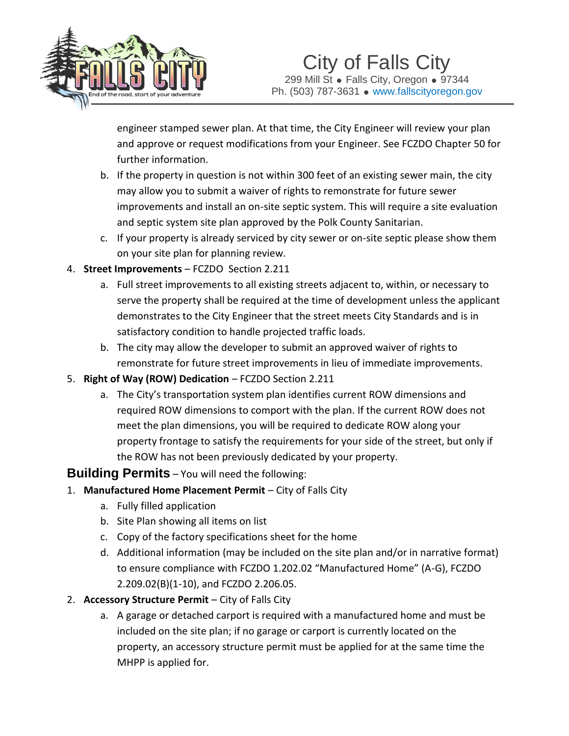engineer stamped sewer plan. At that time, the City Engineer will review your plan and approve or request modifications from your Engineer. See FCZDO Chapter 50 for further information.

b. If the property in question is not within 300 feet of an existing sewer main, the city may allow you to submit a waiver of rights to remonstrate for future sewer improvements and install an on-site septic system. This will require a site evaluation and septic system site plan approved by the Polk County Sanitarian.

c. If your property is already serviced by city sewer or on-site septic please show them on your site plan for planning review.

4. **Street Improvements** – FCZDO Section 2.211
   a. Full street improvements to all existing streets adjacent to, within, or necessary to serve the property shall be required at the time of development unless the applicant demonstrates to the City Engineer that the street meets City Standards and is in satisfactory condition to handle projected traffic loads.
   b. The city may allow the developer to submit an approved waiver of rights to remonstrate for future street improvements in lieu of immediate improvements.
5. **Right of Way (ROW) Dedication** – FCZDO Section 2.211
   a. The City's transportation system plan identifies current ROW dimensions and required ROW dimensions to comport with the plan. If the current ROW does not meet the plan dimensions, you will be required to dedicate ROW along your property frontage to satisfy the requirements for your side of the street, but only if the ROW has not been previously dedicated by your property.

## Building Permits – You will need the following:

1. **Manufactured Home Placement Permit** – City of Falls City
   a. Fully filled application
   b. Site Plan showing all items on list
   c. Copy of the factory specifications sheet for the home
   d. Additional information (may be included on the site plan and/or in narrative format) to ensure compliance with FCZDO 1.202.02 "Manufactured Home" (A-G), FCZDO 2.209.02(B)(1-10), and FCZDO 2.206.05.
2. **Accessory Structure Permit** – City of Falls City
   a. A garage or detached carport is required with a manufactured home and must be included on the site plan; if no garage or carport is currently located on the property, an accessory structure permit must be applied for at the same time the MHPP is applied for.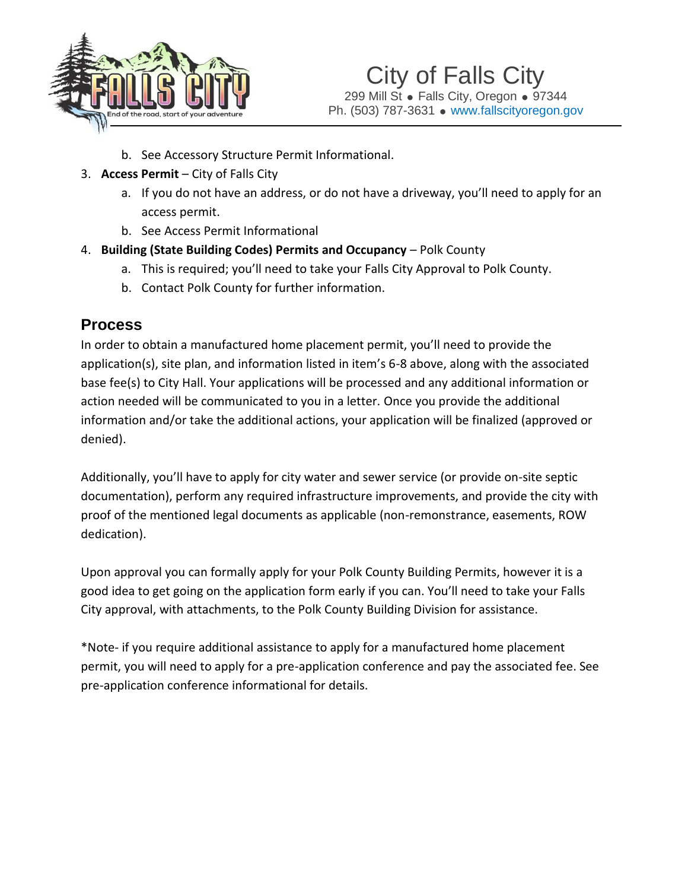b. See Accessory Structure Permit Informational.

3. **Access Permit** – City of Falls City
   a. If you do not have an address, or do not have a driveway, you'll need to apply for an access permit.
   b. See Access Permit Informational
4. **Building (State Building Codes) Permits and Occupancy** – Polk County
   a. This is required; you'll need to take your Falls City Approval to Polk County.
   b. Contact Polk County for further information.

## Process

In order to obtain a manufactured home placement permit, you'll need to provide the application(s), site plan, and information listed in item's 6-8 above, along with the associated base fee(s) to City Hall. Your applications will be processed and any additional information or action needed will be communicated to you in a letter. Once you provide the additional information and/or take the additional actions, your application will be finalized (approved or denied).

Additionally, you'll have to apply for city water and sewer service (or provide on-site septic documentation), perform any required infrastructure improvements, and provide the city with proof of the mentioned legal documents as applicable (non-remonstrance, easements, ROW dedication).

Upon approval you can formally apply for your Polk County Building Permits, however it is a good idea to get going on the application form early if you can. You'll need to take your Falls City approval, with attachments, to the Polk County Building Division for assistance.

*Note- if you require additional assistance to apply for a manufactured home placement permit, you will need to apply for a pre-application conference and pay the associated fee. See pre-application conference informational for details.